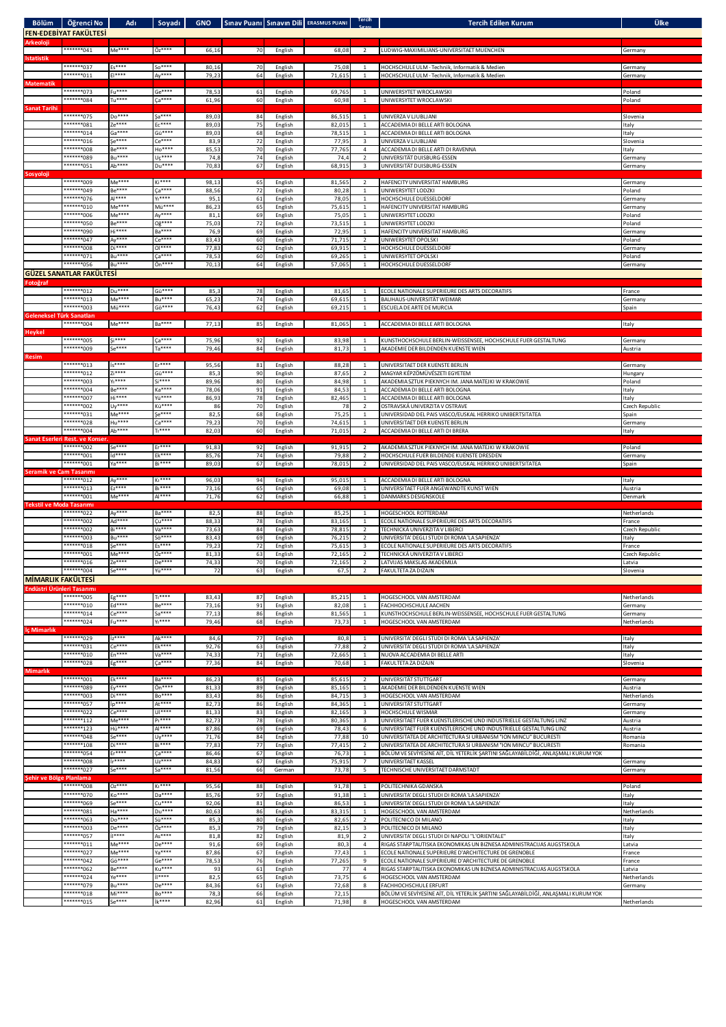| Bölüm | Öğrenci No | Adı | Soyadı | GNO | Sınav Puanı | Sınavın Dili | ERASMUS PUANI | Tercih Sırası | Tercih Edilen Kurum | Ülke |
|---|---|---|---|---|---|---|---|---|---|---|
| **FEN-EDEBİYAT FAKÜLTESİ** | | | | | | | | | | |
| **Arkeoloji** | | | | | | | | | | |
| | *******041 | Me**** | Öz**** | 66,16 | 70 | English | 68,08 | 2 | LUDWIG-MAXIMILIANS-UNIVERSITAET MUENCHEN | Germany |
| **İstatistik** | | | | | | | | | | |
| | *******037 | Es**** | So**** | 80,16 | 70 | English | 75,08 | 1 | HOCHSCHULE ULM - Technik, Informatik & Medien | Germany |
| | *******011 | El**** | Ay**** | 79,23 | 64 | English | 71,615 | 1 | HOCHSCHULE ULM - Technik, Informatik & Medien | Germany |
| **Matematik** | | | | | | | | | | |
| | *******073 | Fu**** | Ge**** | 78,53 | 61 | English | 69,765 | 1 | UNIWERSYTET WROCLAWSKI | Poland |
| | *******084 | Tu**** | Ça**** | 61,96 | 60 | English | 60,98 | 1 | UNIWERSYTET WROCLAWSKI | Poland |
| **Sanat Tarihi** | | | | | | | | | | |
| | *******075 | Do**** | Şa**** | 89,03 | 84 | English | 86,515 | 1 | UNIVERZA V LJUBLJANI | Slovenia |
| | *******081 | Ze**** | Ec**** | 89,03 | 75 | English | 82,015 | 1 | ACCADEMIA DI BELLE ARTI BOLOGNA | Italy |
| | *******014 | Ga**** | Gü**** | 89,03 | 68 | English | 78,515 | 1 | ACCADEMIA DI BELLE ARTI BOLOGNA | Italy |
| | *******016 | Şe**** | Ce**** | 83,9 | 72 | English | 77,95 | 3 | UNIVERZA V LJUBLJANI | Slovenia |
| | *******008 | Be**** | Ho**** | 85,53 | 70 | English | 77,765 | 4 | ACCADEMIA DI BELLE ARTI DI RAVENNA | Italy |
| | *******089 | Bu**** | Uç**** | 74,8 | 74 | English | 74,4 | 2 | UNIVERSITÄT DUISBURG-ESSEN | Germany |
| | *******051 | Ab**** | Du**** | 70,83 | 67 | English | 68,915 | 3 | UNIVERSITÄT DUISBURG-ESSEN | Germany |
| **Sosyoloji** | | | | | | | | | | |
| | *******009 | Me**** | Ki**** | 98,13 | 65 | English | 81,565 | 2 | HAFENCITY UNIVERSITAT HAMBURG | Germany |
| | *******049 | Be**** | Ça**** | 88,56 | 72 | English | 80,28 | 1 | UNIWERSYTET LODZKI | Poland |
| | *******076 | Al**** | Yı**** | 95,1 | 61 | English | 78,05 | 1 | HOCHSCHULE DUESSELDORF | Germany |
| | *******010 | Me**** | Mü**** | 86,23 | 65 | English | 75,615 | 1 | HAFENCITY UNIVERSITAT HAMBURG | Germany |
| | *******006 | Me**** | Ay**** | 81,1 | 69 | English | 75,05 | 1 | UNIWERSYTET LODZKI | Poland |
| | *******050 | Be**** | Oğ**** | 75,03 | 72 | English | 73,515 | 1 | UNIWERSYTET LODZKI | Poland |
| | *******090 | Hi**** | Ba**** | 76,9 | 69 | English | 72,95 | 1 | HAFENCITY UNIVERSITAT HAMBURG | Germany |
| | *******047 | Ay**** | Ce**** | 83,43 | 60 | English | 71,715 | 2 | UNIWERSYTET OPOLSKI | Poland |
| | *******008 | Di**** | Ol**** | 77,83 | 62 | English | 69,915 | 1 | HOCHSCHULE DUESSELDORF | Germany |
| | *******071 | Bu**** | Ça**** | 78,53 | 60 | English | 69,265 | 1 | UNIWERSYTET OPOLSKI | Poland |
| | *******056 | Bu**** | Ön**** | 70,13 | 64 | English | 67,065 | 1 | HOCHSCHULE DUESSELDORF | Germany |
| **GÜZEL SANATLAR FAKÜLTESİ** | | | | | | | | | | |
| **Fotoğraf** | | | | | | | | | | |
| | *******012 | Du**** | Gü**** | 85,3 | 78 | English | 81,65 | 1 | ECOLE NATIONALE SUPERIEURE DES ARTS DECORATIFS | France |
| | *******013 | Me**** | Bu**** | 65,23 | 74 | English | 69,615 | 1 | BAUHAUS-UNIVERSITÄT WEIMAR | Germany |
| | *******003 | Mü**** | Gö**** | 76,43 | 62 | English | 69,215 | 1 | ESCUELA DE ARTE DE MURCIA | Spain |
| **Geleneksel Türk Sanatları** | | | | | | | | | | |
| | *******004 | Me**** | Ba**** | 77,13 | 85 | English | 81,065 | 1 | ACCADEMIA DI BELLE ARTI BOLOGNA | Italy |
| **Heykel** | | | | | | | | | | |
| | *******005 | Şi**** | Ça**** | 75,96 | 92 | English | 83,98 | 1 | KUNSTHOCHSCHULE BERLIN-WEISSENSEE, HOCHSCHULE FUER GESTALTUNG | Germany |
| | *******009 | Se**** | Ta**** | 79,46 | 84 | English | 81,73 | 1 | AKADEMIE DER BILDENDEN KUENSTE WIEN | Austria |
| **Resim** | | | | | | | | | | |
| | *******013 | Is**** | Er**** | 95,56 | 81 | English | 88,28 | 1 | UNIVERSITAET DER KUENSTE BERLIN | Germany |
| | *******012 | Zi**** | Gü**** | 85,3 | 90 | English | 87,65 | 2 | MAGYAR KÉPZŐMŰVÉSZETI EGYETEM | Hungary |
| | *******003 | Yı**** | Si**** | 89,96 | 80 | English | 84,98 | 1 | AKADEMIA SZTUK PIEKNYCH IM. JANA MATEJKI W KRAKOWIE | Poland |
| | *******004 | Be**** | Ka**** | 78,06 | 91 | English | 84,53 | 1 | ACCADEMIA DI BELLE ARTI BOLOGNA | Italy |
| | *******007 | Hi**** | Yü**** | 86,93 | 78 | English | 82,465 | 1 | ACCADEMIA DI BELLE ARTI BOLOGNA | Italy |
| | *******002 | Uy**** | Kü**** | 86 | 70 | English | 78 | 2 | OSTRAVSKÁ UNIVERZITA V OSTRAVE | Czech Republic |
| | *******031 | Me**** | Şe**** | 82,5 | 68 | English | 75,25 | 1 | UNIVERSIDAD DEL PAIS VASCO/EUSKAL HERRIKO UNIBERTSITATEA | Spain |
| | *******028 | Hu**** | Ca**** | 79,23 | 70 | English | 74,615 | 1 | UNIVERSITAET DER KUENSTE BERLIN | Germany |
| | *******004 | Ab**** | Ti**** | 82,03 | 60 | English | 71,015 | 2 | ACCADEMIA DI BELLE ARTI DI BRERA | Italy |
| **Sanat Eserleri Rest. ve Konser.** | | | | | | | | | | |
| | *******002 | Se**** | Er**** | 91,83 | 92 | English | 91,915 | 2 | AKADEMIA SZTUK PIEKNYCH IM. JANA MATEJKI W KRAKOWIE | Poland |
| | *******001 | İd**** | Ek**** | 85,76 | 74 | English | 79,88 | 2 | HOCHSCHULE FUER BILDENDE KUENSTE DRESDEN | Germany |
| | *******001 | Ya**** | Bi**** | 89,03 | 67 | English | 78,015 | 2 | UNIVERSIDAD DEL PAIS VASCO/EUSKAL HERRIKO UNIBERTSITATEA | Spain |
| **Seramik ve Cam Tasarımı** | | | | | | | | | | |
| | *******012 | Ay**** | Ki**** | 96,03 | 94 | English | 95,015 | 1 | ACCADEMIA DI BELLE ARTI BOLOGNA | Italy |
| | *******013 | Ez**** | Bi**** | 73,16 | 65 | English | 69,08 | 1 | UNIVERSITAET FUER ANGEWANDTE KUNST WIEN | Austria |
| | *******001 | Me**** | Al**** | 71,76 | 62 | English | 66,88 | 1 | DANMARKS DESIGNSKOLE | Denmark |
| **Tekstil ve Moda Tasarımı** | | | | | | | | | | |
| | *******022 | Ay**** | Ba**** | 82,5 | 88 | English | 85,25 | 1 | HOGESCHOOL ROTTERDAM | Netherlands |
| | *******002 | Ad**** | Çu**** | 88,33 | 78 | English | 83,165 | 1 | ECOLE NATIONALE SUPERIEURE DES ARTS DECORATIFS | France |
| | *******002 | Bi**** | Va**** | 73,63 | 84 | English | 78,815 | 2 | TECHNICKÁ UNIVERZITA V LIBERCI | Czech Republic |
| | *******003 | Bu**** | Sö**** | 83,43 | 69 | English | 76,215 | 2 | UNIVERSITA' DEGLI STUDI DI ROMA 'LA SAPIENZA' | Italy |
| | *******018 | Şe**** | Es**** | 79,23 | 72 | English | 75,615 | 3 | ECOLE NATIONALE SUPERIEURE DES ARTS DECORATIFS | France |
| | *******001 | Me**** | Öz**** | 81,33 | 63 | English | 72,165 | 2 | TECHNICKÁ UNIVERZITA V LIBERCI | Czech Republic |
| | *******016 | Ze**** | De**** | 74,33 | 70 | English | 72,165 | 2 | LATVIJAS MAKSLAS AKADEMIJA | Latvia |
| | *******004 | Se**** | Yü**** | 72 | 63 | English | 67,5 | 2 | FAKULTETA ZA DIZAJN | Slovenia |
| **MİMARLIK FAKÜLTESİ** | | | | | | | | | | |
| **Endüstri Ürünleri Tasarımı** | | | | | | | | | | |
| | *******005 | Eg**** | Tı**** | 83,43 | 87 | English | 85,215 | 1 | HOGESCHOOL VAN AMSTERDAM | Netherlands |
| | *******010 | Ed**** | Be**** | 73,16 | 91 | English | 82,08 | 1 | FACHHOCHSCHULE AACHEN | Germany |
| | *******014 | Ce**** | Sa**** | 77,13 | 86 | English | 81,565 | 1 | KUNSTHOCHSCHULE BERLIN-WEISSENSEE, HOCHSCHULE FUER GESTALTUNG | Germany |
| | *******024 | Fu**** | Yı**** | 79,46 | 68 | English | 73,73 | 1 | HOGESCHOOL VAN AMSTERDAM | Netherlands |
| **İç Mimarlık** | | | | | | | | | | |
| | *******029 | İz**** | Ak**** | 84,6 | 77 | English | 80,8 | 1 | UNIVERSITA' DEGLI STUDI DI ROMA 'LA SAPIENZA' | Italy |
| | *******031 | Ce**** | Ek**** | 92,76 | 63 | English | 77,88 | 2 | UNIVERSITA' DEGLI STUDI DI ROMA 'LA SAPIENZA' | Italy |
| | *******010 | En**** | Va**** | 74,33 | 71 | English | 72,665 | 1 | NUOVA ACCADEMIA DI BELLE ARTI | Italy |
| | *******028 | Eg**** | Ça**** | 77,36 | 84 | English | 70,68 | 1 | FAKULTETA ZA DIZAJN | Slovenia |
| **Mimarlık** | | | | | | | | | | |
| | *******001 | Ek**** | Ba**** | 86,23 | 85 | English | 85,615 | 2 | UNIVERSITÄT STUTTGART | Germany |
| | *******089 | Ey**** | Ön**** | 81,33 | 89 | English | 85,165 | 1 | AKADEMIE DER BILDENDEN KUENSTE WIEN | Austria |
| | *******003 | Di**** | Bo**** | 83,43 | 86 | English | 84,715 | 3 | HOGESCHOOL VAN AMSTERDAM | Netherlands |
| | *******057 | İp**** | At**** | 82,73 | 86 | English | 84,365 | 1 | UNIVERSITÄT STUTTGART | Germany |
| | *******022 | Ce**** | Ul**** | 81,33 | 83 | English | 82,165 | 3 | HOCHSCHULE WISMAR | Germany |
| | *******112 | Me**** | Pı**** | 82,73 | 78 | English | 80,365 | 3 | UNIVERSITAET FUER KUENSTLERISCHE UND INDUSTRIELLE GESTALTUNG LINZ | Austria |
| | *******123 | Hü**** | Al**** | 87,86 | 69 | English | 78,43 | 6 | UNIVERSITAET FUER KUENSTLERISCHE UND INDUSTRIELLE GESTALTUNG LINZ | Austria |
| | *******048 | Se**** | Uy**** | 71,76 | 84 | English | 77,88 | 10 | UNIVERSITATEA DE ARCHITECTURA SI URBANISM "ION MINCU" BUCURESTI | Romania |
| | *******108 | Di**** | Bi**** | 77,83 | 77 | English | 77,415 | 2 | UNIVERSITATEA DE ARCHITECTURA SI URBANISM "ION MINCU" BUCURESTI | Romania |
| | *******054 | Er**** | Ça**** | 86,46 | 67 | English | 76,73 | 1 | BÖLÜM VE SEVİYESİNE AİT, DİL YETERLİK ŞARTINI SAĞLAYABİLDİĞİ, ANLAŞMALI KURUM YOK | |
| | *******008 | İr**** | Uz**** | 84,83 | 67 | English | 75,915 | 7 | UNIVERSITAET KASSEL | Germany |
| | *******027 | Se**** | Sa**** | 81,56 | 66 | German | 73,78 | 5 | TECHNISCHE UNIVERSITAET DARMSTADT | Germany |
| **Şehir ve Bölge Planlama** | | | | | | | | | | |
| | *******008 | Öz**** | Ki**** | 95,56 | 88 | English | 91,78 | 1 | POLITECHNIKA GDANSKA | Poland |
| | *******070 | Ko**** | Da**** | 85,76 | 97 | English | 91,38 | 1 | UNIVERSITA' DEGLI STUDI DI ROMA 'LA SAPIENZA' | Italy |
| | *******069 | Se**** | Cu**** | 92,06 | 81 | English | 86,53 | 1 | UNIVERSITA' DEGLI STUDI DI ROMA 'LA SAPIENZA' | Italy |
| | *******081 | Ha**** | Du**** | 80,63 | 86 | English | 83,315 | 1 | HOGESCHOOL VAN AMSTERDAM | Netherlands |
| | *******063 | Do**** | Sü**** | 85,3 | 80 | English | 82,65 | 2 | POLITECNICO DI MILANO | Italy |
| | *******003 | De**** | Öz**** | 85,3 | 79 | English | 82,15 | 3 | POLITECNICO DI MILANO | Italy |
| | *******057 | İl**** | As**** | 81,8 | 82 | English | 81,9 | 2 | UNIVERSITA' DEGLI STUDI DI NAPOLI "L'ORIENTALE" | Italy |
| | *******011 | Me**** | De**** | 91,6 | 69 | English | 80,3 | 4 | RIGAS STARPTAUTISKA EKONOMIKAS UN BIZNESA ADMINISTRACIJAS AUGSTSKOLA | Latvia |
| | *******027 | Me**** | Ya**** | 87,86 | 67 | English | 77,43 | 1 | ECOLE NATIONALE SUPERIEURE D'ARCHITECTURE DE GRENOBLE | France |
| | *******042 | Gö**** | Ge**** | 78,53 | 76 | English | 77,265 | 9 | ECOLE NATIONALE SUPERIEURE D'ARCHITECTURE DE GRENOBLE | France |
| | *******062 | Be**** | Ku**** | 93 | 61 | English | 77 | 4 | RIGAS STARPTAUTISKA EKONOMIKAS UN BIZNESA ADMINISTRACIJAS AUGSTSKOLA | Latvia |
| | *******024 | Ye**** | İl**** | 82,5 | 65 | English | 73,75 | 6 | HOGESCHOOL VAN AMSTERDAM | Netherlands |
| | *******079 | Bu**** | De**** | 84,36 | 61 | English | 72,68 | 8 | FACHHOCHSCHULE ERFURT | Germany |
| | *******018 | Mi**** | Bo**** | 78,3 | 66 | English | 72,15 | | BÖLÜM VE SEVİYESİNE AİT, DİL YETERLİK ŞARTINI SAĞLAYABİLDİĞİ, ANLAŞMALI KURUM YOK | |
| | *******015 | Se**** | İk**** | 82,96 | 61 | English | 71,98 | 8 | HOGESCHOOL VAN AMSTERDAM | Netherlands |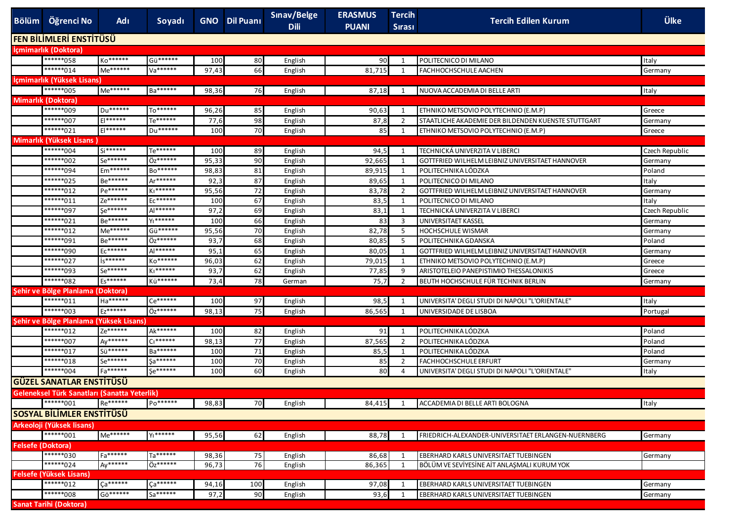| Bölüm | Öğrenci No | Adı | Soyadı | GNO | Dil Puanı | Sınav/Belge Dili | ERASMUS PUANI | Tercih Sırası | Tercih Edilen Kurum | Ülke |
|---|---|---|---|---|---|---|---|---|---|---|
| **FEN BİLİMLERİ ENSTİTÜSÜ** | | | | | | | | | | |
| **İçmimarlık (Doktora)** | | | | | | | | | | |
| | ******058 | Ko****** | Gü****** | 100 | 80 | English | 90 | 1 | POLITECNICO DI MILANO | Italy |
| | ******014 | Me****** | Va****** | 97,43 | 66 | English | 81,715 | 1 | FACHHOCHSCHULE AACHEN | Germany |
| **İçmimarlık (Yüksek Lisans)** | | | | | | | | | | |
| | ******005 | Me****** | Ba****** | 98,36 | 76 | English | 87,18 | 1 | NUOVA ACCADEMIA DI BELLE ARTI | Italy |
| **Mimarlık (Doktora)** | | | | | | | | | | |
| | ******009 | Du****** | To****** | 96,26 | 85 | English | 90,63 | 1 | ETHNIKO METSOVIO POLYTECHNIO (E.M.P) | Greece |
| | ******007 | El****** | Te****** | 77,6 | 98 | English | 87,8 | 2 | STAATLICHE AKADEMIE DER BILDENDEN KUENSTE STUTTGART | Germany |
| | ******021 | El****** | Du****** | 100 | 70 | English | 85 | 1 | ETHNIKO METSOVIO POLYTECHNIO (E.M.P) | Greece |
| **Mimarlık (Yüksek Lisans )** | | | | | | | | | | |
| | ******004 | Si****** | Te****** | 100 | 89 | English | 94,5 | 1 | TECHNICKÁ UNIVERZITA V LIBERCI | Czech Republic |
| | ******002 | Se****** | Öz****** | 95,33 | 90 | English | 92,665 | 1 | GOTTFRIED WILHELM LEIBNIZ UNIVERSITAET HANNOVER | Germany |
| | ******094 | Em****** | Bo****** | 98,83 | 81 | English | 89,915 | 1 | POLITECHNIKA LÓDZKA | Poland |
| | ******025 | Be****** | Ar****** | 92,3 | 87 | English | 89,65 | 1 | POLITECNICO DI MILANO | Italy |
| | ******012 | Pe****** | Kı****** | 95,56 | 72 | English | 83,78 | 2 | GOTTFRIED WILHELM LEIBNIZ UNIVERSITAET HANNOVER | Germany |
| | ******011 | Ze****** | Ec****** | 100 | 67 | English | 83,5 | 1 | POLITECNICO DI MILANO | Italy |
| | ******097 | Şe****** | Al****** | 97,2 | 69 | English | 83,1 | 1 | TECHNICKÁ UNIVERZITA V LIBERCI | Czech Republic |
| | ******021 | Be****** | Yı****** | 100 | 66 | English | 83 | 3 | UNIVERSITAET KASSEL | Germany |
| | ******012 | Me****** | Gü****** | 95,56 | 70 | English | 82,78 | 5 | HOCHSCHULE WISMAR | Germany |
| | ******091 | Be****** | Öz****** | 93,7 | 68 | English | 80,85 | 5 | POLITECHNIKA GDANSKA | Poland |
| | ******090 | Ec****** | Al****** | 95,1 | 65 | English | 80,05 | 1 | GOTTFRIED WILHELM LEIBNIZ UNIVERSITAET HANNOVER | Germany |
| | ******027 | İs****** | Ko****** | 96,03 | 62 | English | 79,015 | 1 | ETHNIKO METSOVIO POLYTECHNIO (E.M.P) | Greece |
| | ******093 | Se****** | Kı****** | 93,7 | 62 | English | 77,85 | 9 | ARISTOTELEIO PANEPISTIMIO THESSALONIKIS | Greece |
| | ******082 | Es****** | Kü****** | 73,4 | 78 | German | 75,7 | 2 | BEUTH HOCHSCHULE FÜR TECHNIK BERLIN | Germany |
| **Şehir ve Bölge Planlama (Doktora)** | | | | | | | | | | |
| | ******011 | Ha****** | Ce****** | 100 | 97 | English | 98,5 | 1 | UNIVERSITA' DEGLI STUDI DI NAPOLI "L'ORIENTALE" | Italy |
| | ******003 | Ez****** | Öz****** | 98,13 | 75 | English | 86,565 | 1 | UNIVERSIDADE DE LISBOA | Portugal |
| **Şehir ve Bölge Planlama (Yüksek Lisans)** | | | | | | | | | | |
| | ******012 | Ze****** | Ak****** | 100 | 82 | English | 91 | 1 | POLITECHNIKA LÓDZKA | Poland |
| | ******007 | Ay****** | Cı****** | 98,13 | 77 | English | 87,565 | 2 | POLITECHNIKA LÓDZKA | Poland |
| | ******017 | Sü****** | Ba****** | 100 | 71 | English | 85,5 | 1 | POLITECHNIKA LÓDZKA | Poland |
| | ******018 | Se****** | Şa****** | 100 | 70 | English | 85 | 2 | FACHHOCHSCHULE ERFURT | Germany |
| | ******004 | Fa****** | Şe****** | 100 | 60 | English | 80 | 4 | UNIVERSITA' DEGLI STUDI DI NAPOLI "L'ORIENTALE" | Italy |
| **GÜZEL SANATLAR ENSTİTÜSÜ** | | | | | | | | | | |
| **Geleneksel Türk Sanatları (Sanatta Yeterlik)** | | | | | | | | | | |
| | ******001 | Re****** | Po****** | 98,83 | 70 | English | 84,415 | 1 | ACCADEMIA DI BELLE ARTI BOLOGNA | Italy |
| **SOSYAL BİLİMLER ENSTİTÜSÜ** | | | | | | | | | | |
| **Arkeoloji (Yüksek lisans)** | | | | | | | | | | |
| | ******001 | Me****** | Yı****** | 95,56 | 62 | English | 88,78 | 1 | FRIEDRICH-ALEXANDER-UNIVERSITAET ERLANGEN-NUERNBERG | Germany |
| **Felsefe (Doktora)** | | | | | | | | | | |
| | ******030 | Fa****** | Ta****** | 98,36 | 75 | English | 86,68 | 1 | EBERHARD KARLS UNIVERSITAET TUEBINGEN | Germany |
| | ******024 | Ay****** | Öz****** | 96,73 | 76 | English | 86,365 | 1 | BÖLÜM VE SEVİYESİNE AİT ANLAŞMALI KURUM YOK | |
| **Felsefe (Yüksek Lisans)** | | | | | | | | | | |
| | ******012 | Ça****** | Ça****** | 94,16 | 100 | English | 97,08 | 1 | EBERHARD KARLS UNIVERSITAET TUEBINGEN | Germany |
| | ******008 | Gö****** | Sa****** | 97,2 | 90 | English | 93,6 | 1 | EBERHARD KARLS UNIVERSITAET TUEBINGEN | Germany |
| **Sanat Tarihi (Doktora)** | | | | | | | | | | |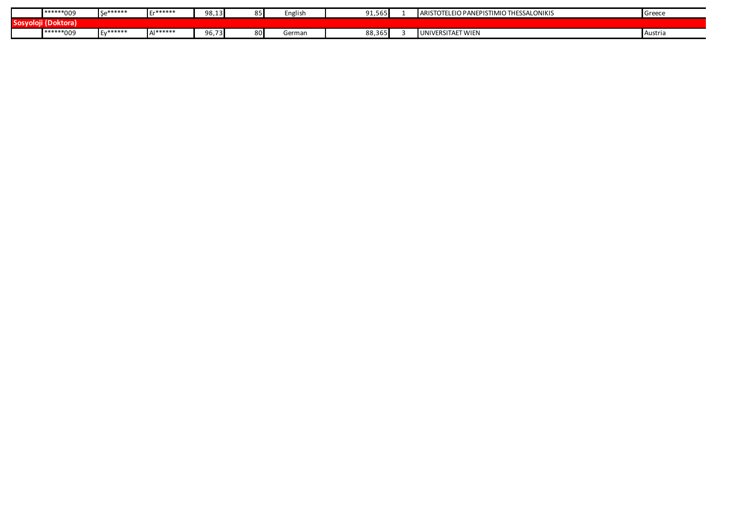|  | ******009 | Şe****** | Er****** | 98,13 | 85 | English | 91,565 | 1 | ARISTOTELEIO PANEPISTIMIO THESSALONIKIS | Greece |
|---|---|---|---|---|---|---|---|---|---|---|
| **Sosyoloji (Doktora)** | | | | | | | | | | |
|  | ******009 | Ey****** | Al****** | 96,73 | 80 | German | 88,365 | 3 | UNIVERSITAET WIEN | Austria |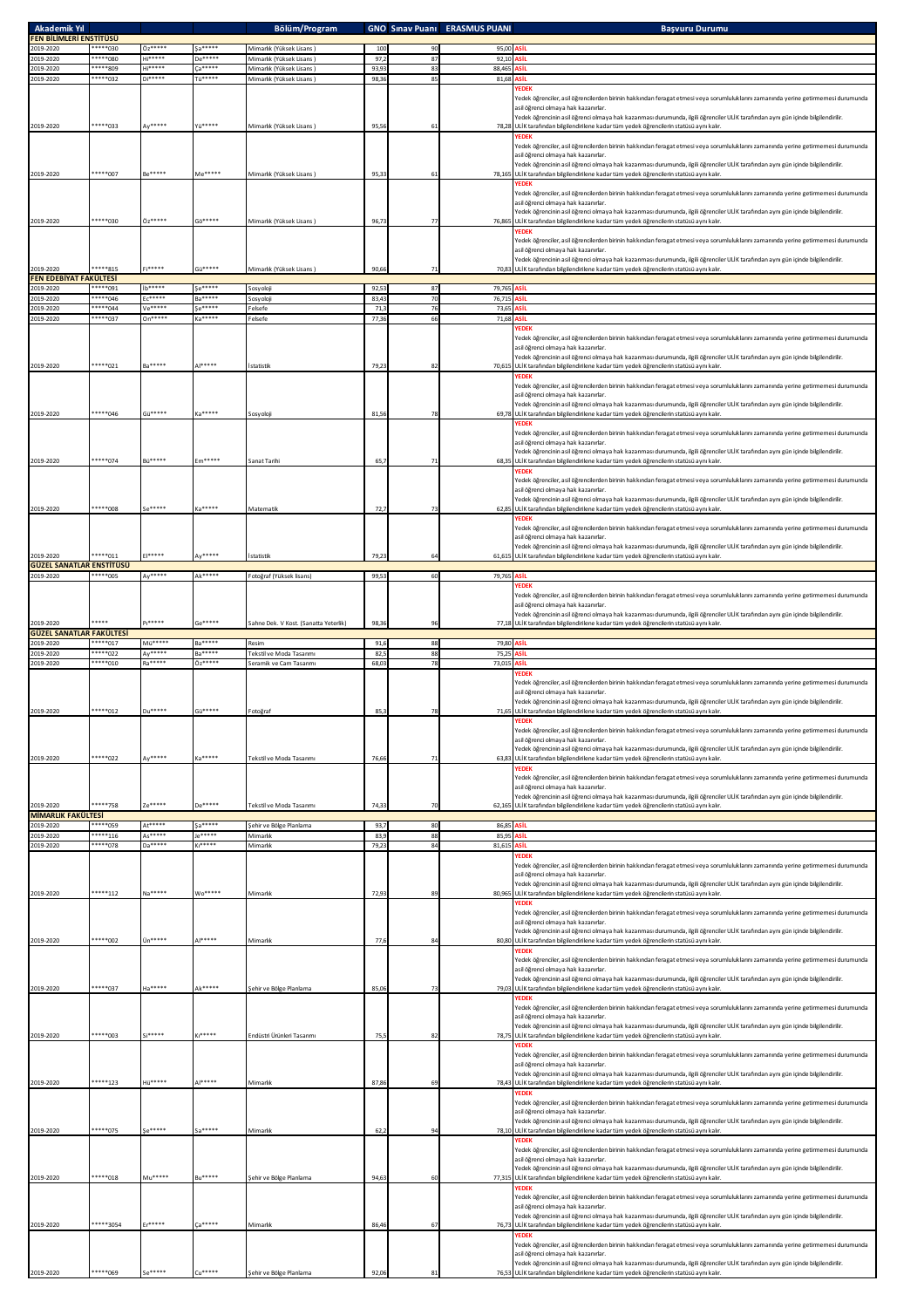| Akademik Yıl | | | | Bölüm/Program | GNO | Sınav Puanı | ERASMUS PUANI | Başvuru Durumu |
|---|---|---|---|---|---|---|---|---|
| **FEN BİLİMLERİ ENSTİTÜSÜ** | | | | | | | | |
| 2019-2020 | *****030 | Öz***** | Şa***** | Mimarlık (Yüksek Lisans ) | 100 | 90 | 95,00 | ASİL |
| 2019-2020 | *****080 | Hi***** | De***** | Mimarlık (Yüksek Lisans ) | 97,2 | 87 | 92,10 | ASİL |
| 2019-2020 | *****809 | Hi***** | Ca***** | Mimarlık (Yüksek Lisans ) | 93,93 | 83 | 88,465 | ASİL |
| 2019-2020 | *****032 | Di***** | Tü***** | Mimarlık (Yüksek Lisans ) | 98,36 | 85 | 81,68 | ASİL |
| 2019-2020 | *****033 | Ay***** | Yü***** | Mimarlık (Yüksek Lisans ) | 95,56 | 61 | 78,28 | YEDEK Yedek öğrenciler, asil öğrencilerden birinin hakkından feragat etmesi veya sorumluluklarını zamanında yerine getirmemesi durumunda asil öğrenci olmaya hak kazanırlar. Yedek öğrencinin asil öğrenci olmaya hak kazanması durumunda, ilgili öğrenciler ULİK tarafından aynı gün içinde bilgilendirilir. ULİK tarafından bilgilendirilene kadar tüm yedek öğrencilerin statüsü aynı kalır. |
| 2019-2020 | *****007 | Be***** | Me***** | Mimarlık (Yüksek Lisans ) | 95,33 | 61 | 78,165 | YEDEK Yedek öğrenciler, asil öğrencilerden birinin hakkından feragat etmesi veya sorumluluklarını zamanında yerine getirmemesi durumunda asil öğrenci olmaya hak kazanırlar. Yedek öğrencinin asil öğrenci olmaya hak kazanması durumunda, ilgili öğrenciler ULİK tarafından aynı gün içinde bilgilendirilir. ULİK tarafından bilgilendirilene kadar tüm yedek öğrencilerin statüsü aynı kalır. |
| 2019-2020 | *****030 | Öz***** | Gö***** | Mimarlık (Yüksek Lisans ) | 96,73 | 77 | 76,865 | YEDEK Yedek öğrenciler, asil öğrencilerden birinin hakkından feragat etmesi veya sorumluluklarını zamanında yerine getirmemesi durumunda asil öğrenci olmaya hak kazanırlar. Yedek öğrencinin asil öğrenci olmaya hak kazanması durumunda, ilgili öğrenciler ULİK tarafından aynı gün içinde bilgilendirilir. ULİK tarafından bilgilendirilene kadar tüm yedek öğrencilerin statüsü aynı kalır. |
| 2019-2020 | *****815 | Fi***** | Gü***** | Mimarlık (Yüksek Lisans ) | 90,66 | 71 | 70,83 | YEDEK Yedek öğrenciler, asil öğrencilerden birinin hakkından feragat etmesi veya sorumluluklarını zamanında yerine getirmemesi durumunda asil öğrenci olmaya hak kazanırlar. Yedek öğrencinin asil öğrenci olmaya hak kazanması durumunda, ilgili öğrenciler ULİK tarafından aynı gün içinde bilgilendirilir. ULİK tarafından bilgilendirilene kadar tüm yedek öğrencilerin statüsü aynı kalır. |
| **FEN EDEBİYAT FAKÜLTESİ** | | | | | | | | |
| 2019-2020 | *****091 | İb***** | Şe***** | Sosyoloji | 92,53 | 87 | 79,765 | ASİL |
| 2019-2020 | *****046 | Ec***** | Ba***** | Sosyoloji | 83,43 | 70 | 76,715 | ASİL |
| 2019-2020 | *****044 | Ve***** | Şe***** | Felsefe | 71,3 | 76 | 73,65 | ASİL |
| 2019-2020 | *****037 | On***** | Ka***** | Felsefe | 77,36 | 66 | 71,68 | ASİL |
| 2019-2020 | *****021 | Ba***** | Al***** | İstatistik | 79,23 | 82 | 70,615 | YEDEK Yedek öğrenciler, asil öğrencilerden birinin hakkından feragat etmesi veya sorumluluklarını zamanında yerine getirmemesi durumunda asil öğrenci olmaya hak kazanırlar. Yedek öğrencinin asil öğrenci olmaya hak kazanması durumunda, ilgili öğrenciler ULİK tarafından aynı gün içinde bilgilendirilir. ULİK tarafından bilgilendirilene kadar tüm yedek öğrencilerin statüsü aynı kalır. |
| 2019-2020 | *****046 | Gü***** | Ka***** | Sosyoloji | 81,56 | 78 | 69,78 | YEDEK Yedek öğrenciler, asil öğrencilerden birinin hakkından feragat etmesi veya sorumluluklarını zamanında yerine getirmemesi durumunda asil öğrenci olmaya hak kazanırlar. Yedek öğrencinin asil öğrenci olmaya hak kazanması durumunda, ilgili öğrenciler ULİK tarafından aynı gün içinde bilgilendirilir. ULİK tarafından bilgilendirilene kadar tüm yedek öğrencilerin statüsü aynı kalır. |
| 2019-2020 | *****074 | Bü***** | Em***** | Sanat Tarihi | 65,7 | 71 | 68,35 | YEDEK Yedek öğrenciler, asil öğrencilerden birinin hakkından feragat etmesi veya sorumluluklarını zamanında yerine getirmemesi durumunda asil öğrenci olmaya hak kazanırlar. Yedek öğrencinin asil öğrenci olmaya hak kazanması durumunda, ilgili öğrenciler ULİK tarafından aynı gün içinde bilgilendirilir. ULİK tarafından bilgilendirilene kadar tüm yedek öğrencilerin statüsü aynı kalır. |
| 2019-2020 | *****008 | Se***** | Ka***** | Matematik | 72,7 | 73 | 62,85 | YEDEK Yedek öğrenciler, asil öğrencilerden birinin hakkından feragat etmesi veya sorumluluklarını zamanında yerine getirmemesi durumunda asil öğrenci olmaya hak kazanırlar. Yedek öğrencinin asil öğrenci olmaya hak kazanması durumunda, ilgili öğrenciler ULİK tarafından aynı gün içinde bilgilendirilir. ULİK tarafından bilgilendirilene kadar tüm yedek öğrencilerin statüsü aynı kalır. |
| 2019-2020 | *****011 | El***** | Ay***** | İstatistik | 79,23 | 64 | 61,615 | YEDEK Yedek öğrenciler, asil öğrencilerden birinin hakkından feragat etmesi veya sorumluluklarını zamanında yerine getirmemesi durumunda asil öğrenci olmaya hak kazanırlar. Yedek öğrencinin asil öğrenci olmaya hak kazanması durumunda, ilgili öğrenciler ULİK tarafından aynı gün içinde bilgilendirilir. ULİK tarafından bilgilendirilene kadar tüm yedek öğrencilerin statüsü aynı kalır. |
| **GÜZEL SANATLAR ENSTİTÜSÜ** | | | | | | | | |
| 2019-2020 | *****005 | Ay***** | Ak***** | Fotoğraf (Yüksek lisans) | 99,53 | 60 | 79,765 | ASİL |
| 2019-2020 | ***** | Pı***** | Ge***** | Sahne Dek. V Kost. (Sanatta Yeterlik) | 98,36 | 96 | 77,18 | YEDEK Yedek öğrenciler, asil öğrencilerden birinin hakkından feragat etmesi veya sorumluluklarını zamanında yerine getirmemesi durumunda asil öğrenci olmaya hak kazanırlar. Yedek öğrencinin asil öğrenci olmaya hak kazanması durumunda, ilgili öğrenciler ULİK tarafından aynı gün içinde bilgilendirilir. ULİK tarafından bilgilendirilene kadar tüm yedek öğrencilerin statüsü aynı kalır. |
| **GÜZEL SANATLAR FAKÜLTESİ** | | | | | | | | |
| 2019-2020 | *****017 | Mü***** | Ba***** | Resim | 91,6 | 88 | 79,80 | ASİL |
| 2019-2020 | *****022 | Ay***** | Ba***** | Tekstil ve Moda Tasarımı | 82,5 | 88 | 75,25 | ASİL |
| 2019-2020 | *****010 | Ra***** | Öz***** | Seramik ve Cam Tasarımı | 68,03 | 78 | 73,015 | ASİL |
| 2019-2020 | *****012 | Du***** | Gü***** | Fotoğraf | 85,3 | 78 | 71,65 | YEDEK Yedek öğrenciler, asil öğrencilerden birinin hakkından feragat etmesi veya sorumluluklarını zamanında yerine getirmemesi durumunda asil öğrenci olmaya hak kazanırlar. Yedek öğrencinin asil öğrenci olmaya hak kazanması durumunda, ilgili öğrenciler ULİK tarafından aynı gün içinde bilgilendirilir. ULİK tarafından bilgilendirilene kadar tüm yedek öğrencilerin statüsü aynı kalır. |
| 2019-2020 | *****022 | Ay***** | Ka***** | Tekstil ve Moda Tasarımı | 76,66 | 71 | 63,83 | YEDEK Yedek öğrenciler, asil öğrencilerden birinin hakkından feragat etmesi veya sorumluluklarını zamanında yerine getirmemesi durumunda asil öğrenci olmaya hak kazanırlar. Yedek öğrencinin asil öğrenci olmaya hak kazanması durumunda, ilgili öğrenciler ULİK tarafından aynı gün içinde bilgilendirilir. ULİK tarafından bilgilendirilene kadar tüm yedek öğrencilerin statüsü aynı kalır. |
| 2019-2020 | *****758 | Ze***** | De***** | Tekstil ve Moda Tasarımı | 74,33 | 70 | 62,165 | YEDEK Yedek öğrenciler, asil öğrencilerden birinin hakkından feragat etmesi veya sorumluluklarını zamanında yerine getirmemesi durumunda asil öğrenci olmaya hak kazanırlar. Yedek öğrencinin asil öğrenci olmaya hak kazanması durumunda, ilgili öğrenciler ULİK tarafından aynı gün içinde bilgilendirilir. ULİK tarafından bilgilendirilene kadar tüm yedek öğrencilerin statüsü aynı kalır. |
| **MİMARLIK FAKÜLTESİ** | | | | | | | | |
| 2019-2020 | *****059 | At***** | Şa***** | Şehir ve Bölge Planlama | 93,7 | 80 | 86,85 | ASİL |
| 2019-2020 | *****116 | As***** | Je***** | Mimarlık | 83,9 | 88 | 85,95 | ASİL |
| 2019-2020 | *****078 | Da***** | Ki***** | Mimarlık | 79,23 | 84 | 81,615 | ASİL |
| 2019-2020 | *****112 | Na***** | Wo***** | Mimarlık | 72,93 | 89 | 80,965 | YEDEK Yedek öğrenciler, asil öğrencilerden birinin hakkından feragat etmesi veya sorumluluklarını zamanında yerine getirmemesi durumunda asil öğrenci olmaya hak kazanırlar. Yedek öğrencinin asil öğrenci olmaya hak kazanması durumunda, ilgili öğrenciler ULİK tarafından aynı gün içinde bilgilendirilir. ULİK tarafından bilgilendirilene kadar tüm yedek öğrencilerin statüsü aynı kalır. |
| 2019-2020 | *****002 | Ün***** | Al***** | Mimarlık | 77,6 | 84 | 80,80 | YEDEK Yedek öğrenciler, asil öğrencilerden birinin hakkından feragat etmesi veya sorumluluklarını zamanında yerine getirmemesi durumunda asil öğrenci olmaya hak kazanırlar. Yedek öğrencinin asil öğrenci olmaya hak kazanması durumunda, ilgili öğrenciler ULİK tarafından aynı gün içinde bilgilendirilir. ULİK tarafından bilgilendirilene kadar tüm yedek öğrencilerin statüsü aynı kalır. |
| 2019-2020 | *****037 | Ha***** | Ak***** | Şehir ve Bölge Planlama | 85,06 | 73 | 79,03 | YEDEK Yedek öğrenciler, asil öğrencilerden birinin hakkından feragat etmesi veya sorumluluklarını zamanında yerine getirmemesi durumunda asil öğrenci olmaya hak kazanırlar. Yedek öğrencinin asil öğrenci olmaya hak kazanması durumunda, ilgili öğrenciler ULİK tarafından aynı gün içinde bilgilendirilir. ULİK tarafından bilgilendirilene kadar tüm yedek öğrencilerin statüsü aynı kalır. |
| 2019-2020 | *****003 | Si***** | Ki***** | Endüstri Ürünleri Tasarımı | 75,5 | 82 | 78,75 | YEDEK Yedek öğrenciler, asil öğrencilerden birinin hakkından feragat etmesi veya sorumluluklarını zamanında yerine getirmemesi durumunda asil öğrenci olmaya hak kazanırlar. Yedek öğrencinin asil öğrenci olmaya hak kazanması durumunda, ilgili öğrenciler ULİK tarafından aynı gün içinde bilgilendirilir. ULİK tarafından bilgilendirilene kadar tüm yedek öğrencilerin statüsü aynı kalır. |
| 2019-2020 | *****123 | Hü***** | Al***** | Mimarlık | 87,86 | 69 | 78,43 | YEDEK Yedek öğrenciler, asil öğrencilerden birinin hakkından feragat etmesi veya sorumluluklarını zamanında yerine getirmemesi durumunda asil öğrenci olmaya hak kazanırlar. Yedek öğrencinin asil öğrenci olmaya hak kazanması durumunda, ilgili öğrenciler ULİK tarafından aynı gün içinde bilgilendirilir. ULİK tarafından bilgilendirilene kadar tüm yedek öğrencilerin statüsü aynı kalır. |
| 2019-2020 | *****075 | Şe***** | Sa***** | Mimarlık | 62,2 | 94 | 78,10 | YEDEK Yedek öğrenciler, asil öğrencilerden birinin hakkından feragat etmesi veya sorumluluklarını zamanında yerine getirmemesi durumunda asil öğrenci olmaya hak kazanırlar. Yedek öğrencinin asil öğrenci olmaya hak kazanması durumunda, ilgili öğrenciler ULİK tarafından aynı gün içinde bilgilendirilir. ULİK tarafından bilgilendirilene kadar tüm yedek öğrencilerin statüsü aynı kalır. |
| 2019-2020 | *****018 | Mu***** | Bu***** | Şehir ve Bölge Planlama | 94,63 | 60 | 77,315 | YEDEK Yedek öğrenciler, asil öğrencilerden birinin hakkından feragat etmesi veya sorumluluklarını zamanında yerine getirmemesi durumunda asil öğrenci olmaya hak kazanırlar. Yedek öğrencinin asil öğrenci olmaya hak kazanması durumunda, ilgili öğrenciler ULİK tarafından aynı gün içinde bilgilendirilir. ULİK tarafından bilgilendirilene kadar tüm yedek öğrencilerin statüsü aynı kalır. |
| 2019-2020 | *****3054 | Er***** | Ca***** | Mimarlık | 86,46 | 67 | 76,73 | YEDEK Yedek öğrenciler, asil öğrencilerden birinin hakkından feragat etmesi veya sorumluluklarını zamanında yerine getirmemesi durumunda asil öğrenci olmaya hak kazanırlar. Yedek öğrencinin asil öğrenci olmaya hak kazanması durumunda, ilgili öğrenciler ULİK tarafından aynı gün içinde bilgilendirilir. ULİK tarafından bilgilendirilene kadar tüm yedek öğrencilerin statüsü aynı kalır. |
| 2019-2020 | *****069 | Se***** | Cu***** | Şehir ve Bölge Planlama | 92,06 | 81 | 76,53 | YEDEK Yedek öğrenciler, asil öğrencilerden birinin hakkından feragat etmesi veya sorumluluklarını zamanında yerine getirmemesi durumunda asil öğrenci olmaya hak kazanırlar. Yedek öğrencinin asil öğrenci olmaya hak kazanması durumunda, ilgili öğrenciler ULİK tarafından aynı gün içinde bilgilendirilir. ULİK tarafından bilgilendirilene kadar tüm yedek öğrencilerin statüsü aynı kalır. |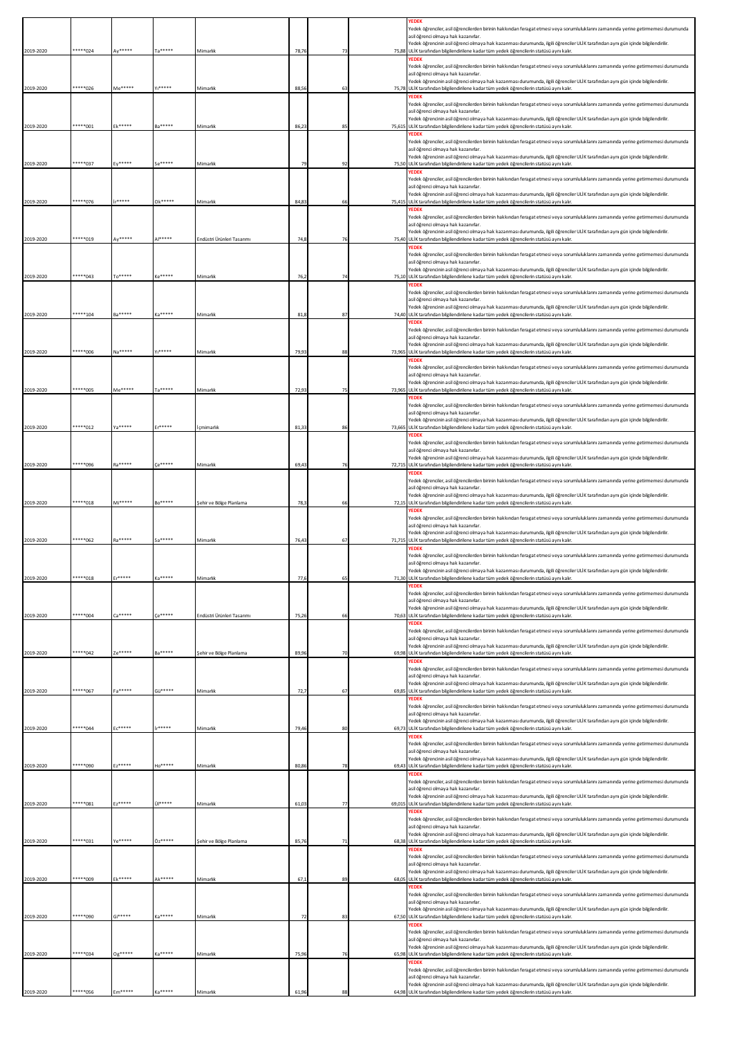| | | | | | | | |
|---|---|---|---|---|---|---|---|
| 2019-2020 | *****024 | Ay***** | Ta***** | Mimarlık | 78,76 | 73 | 75,88 | **YEDEK** Yedek öğrenciler, asil öğrencilerden birinin hakkından feragat etmesi veya sorumluluklarını zamanında yerine getirmemesi durumunda asil öğrenci olmaya hak kazanırlar. Yedek öğrencinin asil öğrenci olmaya hak kazanması durumunda, ilgili öğrenciler ULİK tarafından aynı gün içinde bilgilendirilir. ULİK tarafından bilgilendirilene kadar tüm yedek öğrencilerin statüsü aynı kalır. |
| 2019-2020 | *****026 | Me***** | Yı***** | Mimarlık | 88,56 | 63 | 75,78 | **YEDEK** Yedek öğrenciler, asil öğrencilerden birinin hakkından feragat etmesi veya sorumluluklarını zamanında yerine getirmemesi durumunda asil öğrenci olmaya hak kazanırlar. Yedek öğrencinin asil öğrenci olmaya hak kazanması durumunda, ilgili öğrenciler ULİK tarafından aynı gün içinde bilgilendirilir. ULİK tarafından bilgilendirilene kadar tüm yedek öğrencilerin statüsü aynı kalır. |
| 2019-2020 | *****001 | Ek***** | Ba***** | Mimarlık | 86,23 | 65 | 75,615 | **YEDEK** Yedek öğrenciler, asil öğrencilerden birinin hakkından feragat etmesi veya sorumluluklarını zamanında yerine getirmemesi durumunda asil öğrenci olmaya hak kazanırlar. Yedek öğrencinin asil öğrenci olmaya hak kazanması durumunda, ilgili öğrenciler ULİK tarafından aynı gün içinde bilgilendirilir. ULİK tarafından bilgilendirilene kadar tüm yedek öğrencilerin statüsü aynı kalır. |
| 2019-2020 | *****037 | Ey***** | Se***** | Mimarlık | 79 | 72 | 75,50 | **YEDEK** Yedek öğrenciler, asil öğrencilerden birinin hakkından feragat etmesi veya sorumluluklarını zamanında yerine getirmemesi durumunda asil öğrenci olmaya hak kazanırlar. Yedek öğrencinin asil öğrenci olmaya hak kazanması durumunda, ilgili öğrenciler ULİK tarafından aynı gün içinde bilgilendirilir. ULİK tarafından bilgilendirilene kadar tüm yedek öğrencilerin statüsü aynı kalır. |
| 2019-2020 | *****076 | İr***** | Ok***** | Mimarlık | 84,83 | 66 | 75,415 | **YEDEK** Yedek öğrenciler, asil öğrencilerden birinin hakkından feragat etmesi veya sorumluluklarını zamanında yerine getirmemesi durumunda asil öğrenci olmaya hak kazanırlar. Yedek öğrencinin asil öğrenci olmaya hak kazanması durumunda, ilgili öğrenciler ULİK tarafından aynı gün içinde bilgilendirilir. ULİK tarafından bilgilendirilene kadar tüm yedek öğrencilerin statüsü aynı kalır. |
| 2019-2020 | *****019 | Ay***** | Al***** | Endüstri Ürünleri Tasarımı | 74,8 | 76 | 75,40 | **YEDEK** Yedek öğrenciler, asil öğrencilerden birinin hakkından feragat etmesi veya sorumluluklarını zamanında yerine getirmemesi durumunda asil öğrenci olmaya hak kazanırlar. Yedek öğrencinin asil öğrenci olmaya hak kazanması durumunda, ilgili öğrenciler ULİK tarafından aynı gün içinde bilgilendirilir. ULİK tarafından bilgilendirilene kadar tüm yedek öğrencilerin statüsü aynı kalır. |
| 2019-2020 | *****043 | To***** | Ke***** | Mimarlık | 76,2 | 74 | 75,10 | **YEDEK** Yedek öğrenciler, asil öğrencilerden birinin hakkından feragat etmesi veya sorumluluklarını zamanında yerine getirmemesi durumunda asil öğrenci olmaya hak kazanırlar. Yedek öğrencinin asil öğrenci olmaya hak kazanması durumunda, ilgili öğrenciler ULİK tarafından aynı gün içinde bilgilendirilir. ULİK tarafından bilgilendirilene kadar tüm yedek öğrencilerin statüsü aynı kalır. |
| 2019-2020 | *****104 | Ba***** | Ka***** | Mimarlık | 81,8 | 67 | 74,40 | **YEDEK** Yedek öğrenciler, asil öğrencilerden birinin hakkından feragat etmesi veya sorumluluklarını zamanında yerine getirmemesi durumunda asil öğrenci olmaya hak kazanırlar. Yedek öğrencinin asil öğrenci olmaya hak kazanması durumunda, ilgili öğrenciler ULİK tarafından aynı gün içinde bilgilendirilir. ULİK tarafından bilgilendirilene kadar tüm yedek öğrencilerin statüsü aynı kalır. |
| 2019-2020 | *****006 | Na***** | Yı***** | Mimarlık | 79,93 | 68 | 73,965 | **YEDEK** Yedek öğrenciler, asil öğrencilerden birinin hakkından feragat etmesi veya sorumluluklarını zamanında yerine getirmemesi durumunda asil öğrenci olmaya hak kazanırlar. Yedek öğrencinin asil öğrenci olmaya hak kazanması durumunda, ilgili öğrenciler ULİK tarafından aynı gün içinde bilgilendirilir. ULİK tarafından bilgilendirilene kadar tüm yedek öğrencilerin statüsü aynı kalır. |
| 2019-2020 | *****005 | Me***** | Ta***** | Mimarlık | 72,93 | 75 | 73,965 | **YEDEK** Yedek öğrenciler, asil öğrencilerden birinin hakkından feragat etmesi veya sorumluluklarını zamanında yerine getirmemesi durumunda asil öğrenci olmaya hak kazanırlar. Yedek öğrencinin asil öğrenci olmaya hak kazanması durumunda, ilgili öğrenciler ULİK tarafından aynı gün içinde bilgilendirilir. ULİK tarafından bilgilendirilene kadar tüm yedek öğrencilerin statüsü aynı kalır. |
| 2019-2020 | *****012 | Ya***** | Er***** | İçmimarlık | 81,33 | 66 | 73,665 | **YEDEK** Yedek öğrenciler, asil öğrencilerden birinin hakkından feragat etmesi veya sorumluluklarını zamanında yerine getirmemesi durumunda asil öğrenci olmaya hak kazanırlar. Yedek öğrencinin asil öğrenci olmaya hak kazanması durumunda, ilgili öğrenciler ULİK tarafından aynı gün içinde bilgilendirilir. ULİK tarafından bilgilendirilene kadar tüm yedek öğrencilerin statüsü aynı kalır. |
| 2019-2020 | *****096 | Ra***** | Ce***** | Mimarlık | 69,43 | 76 | 72,715 | **YEDEK** Yedek öğrenciler, asil öğrencilerden birinin hakkından feragat etmesi veya sorumluluklarını zamanında yerine getirmemesi durumunda asil öğrenci olmaya hak kazanırlar. Yedek öğrencinin asil öğrenci olmaya hak kazanması durumunda, ilgili öğrenciler ULİK tarafından aynı gün içinde bilgilendirilir. ULİK tarafından bilgilendirilene kadar tüm yedek öğrencilerin statüsü aynı kalır. |
| 2019-2020 | *****018 | Mi***** | Bo***** | Şehir ve Bölge Planlama | 78,3 | 66 | 72,15 | **YEDEK** Yedek öğrenciler, asil öğrencilerden birinin hakkından feragat etmesi veya sorumluluklarını zamanında yerine getirmemesi durumunda asil öğrenci olmaya hak kazanırlar. Yedek öğrencinin asil öğrenci olmaya hak kazanması durumunda, ilgili öğrenciler ULİK tarafından aynı gün içinde bilgilendirilir. ULİK tarafından bilgilendirilene kadar tüm yedek öğrencilerin statüsü aynı kalır. |
| 2019-2020 | *****062 | Ra***** | Sa***** | Mimarlık | 76,43 | 67 | 71,715 | **YEDEK** Yedek öğrenciler, asil öğrencilerden birinin hakkından feragat etmesi veya sorumluluklarını zamanında yerine getirmemesi durumunda asil öğrenci olmaya hak kazanırlar. Yedek öğrencinin asil öğrenci olmaya hak kazanması durumunda, ilgili öğrenciler ULİK tarafından aynı gün içinde bilgilendirilir. ULİK tarafından bilgilendirilene kadar tüm yedek öğrencilerin statüsü aynı kalır. |
| 2019-2020 | *****018 | Er***** | Ka***** | Mimarlık | 77,6 | 65 | 71,30 | **YEDEK** Yedek öğrenciler, asil öğrencilerden birinin hakkından feragat etmesi veya sorumluluklarını zamanında yerine getirmemesi durumunda asil öğrenci olmaya hak kazanırlar. Yedek öğrencinin asil öğrenci olmaya hak kazanması durumunda, ilgili öğrenciler ULİK tarafından aynı gün içinde bilgilendirilir. ULİK tarafından bilgilendirilene kadar tüm yedek öğrencilerin statüsü aynı kalır. |
| 2019-2020 | *****004 | Ca***** | Ce***** | Endüstri Ürünleri Tasarımı | 75,26 | 66 | 70,63 | **YEDEK** Yedek öğrenciler, asil öğrencilerden birinin hakkından feragat etmesi veya sorumluluklarını zamanında yerine getirmemesi durumunda asil öğrenci olmaya hak kazanırlar. Yedek öğrencinin asil öğrenci olmaya hak kazanması durumunda, ilgili öğrenciler ULİK tarafından aynı gün içinde bilgilendirilir. ULİK tarafından bilgilendirilene kadar tüm yedek öğrencilerin statüsü aynı kalır. |
| 2019-2020 | *****042 | Ze***** | Ba***** | Şehir ve Bölge Planlama | 89,96 | 70 | 69,98 | **YEDEK** Yedek öğrenciler, asil öğrencilerden birinin hakkından feragat etmesi veya sorumluluklarını zamanında yerine getirmemesi durumunda asil öğrenci olmaya hak kazanırlar. Yedek öğrencinin asil öğrenci olmaya hak kazanması durumunda, ilgili öğrenciler ULİK tarafından aynı gün içinde bilgilendirilir. ULİK tarafından bilgilendirilene kadar tüm yedek öğrencilerin statüsü aynı kalır. |
| 2019-2020 | *****067 | Fa***** | Gü***** | Mimarlık | 72,7 | 67 | 69,85 | **YEDEK** Yedek öğrenciler, asil öğrencilerden birinin hakkından feragat etmesi veya sorumluluklarını zamanında yerine getirmemesi durumunda asil öğrenci olmaya hak kazanırlar. Yedek öğrencinin asil öğrenci olmaya hak kazanması durumunda, ilgili öğrenciler ULİK tarafından aynı gün içinde bilgilendirilir. ULİK tarafından bilgilendirilene kadar tüm yedek öğrencilerin statüsü aynı kalır. |
| 2019-2020 | *****044 | Ec***** | İr***** | Mimarlık | 79,46 | 60 | 69,73 | **YEDEK** Yedek öğrenciler, asil öğrencilerden birinin hakkından feragat etmesi veya sorumluluklarını zamanında yerine getirmemesi durumunda asil öğrenci olmaya hak kazanırlar. Yedek öğrencinin asil öğrenci olmaya hak kazanması durumunda, ilgili öğrenciler ULİK tarafından aynı gün içinde bilgilendirilir. ULİK tarafından bilgilendirilene kadar tüm yedek öğrencilerin statüsü aynı kalır. |
| 2019-2020 | *****090 | Ez***** | Ho***** | Mimarlık | 80,86 | 58 | 69,43 | **YEDEK** Yedek öğrenciler, asil öğrencilerden birinin hakkından feragat etmesi veya sorumluluklarını zamanında yerine getirmemesi durumunda asil öğrenci olmaya hak kazanırlar. Yedek öğrencinin asil öğrenci olmaya hak kazanması durumunda, ilgili öğrenciler ULİK tarafından aynı gün içinde bilgilendirilir. ULİK tarafından bilgilendirilene kadar tüm yedek öğrencilerin statüsü aynı kalır. |
| 2019-2020 | *****081 | Ez***** | Ül***** | Mimarlık | 61,03 | 77 | 69,015 | **YEDEK** Yedek öğrenciler, asil öğrencilerden birinin hakkından feragat etmesi veya sorumluluklarını zamanında yerine getirmemesi durumunda asil öğrenci olmaya hak kazanırlar. Yedek öğrencinin asil öğrenci olmaya hak kazanması durumunda, ilgili öğrenciler ULİK tarafından aynı gün içinde bilgilendirilir. ULİK tarafından bilgilendirilene kadar tüm yedek öğrencilerin statüsü aynı kalır. |
| 2019-2020 | *****031 | Ye***** | Öz***** | Şehir ve Bölge Planlama | 85,76 | 51 | 68,38 | **YEDEK** Yedek öğrenciler, asil öğrencilerden birinin hakkından feragat etmesi veya sorumluluklarını zamanında yerine getirmemesi durumunda asil öğrenci olmaya hak kazanırlar. Yedek öğrencinin asil öğrenci olmaya hak kazanması durumunda, ilgili öğrenciler ULİK tarafından aynı gün içinde bilgilendirilir. ULİK tarafından bilgilendirilene kadar tüm yedek öğrencilerin statüsü aynı kalır. |
| 2019-2020 | *****009 | Ek***** | Ak***** | Mimarlık | 67,1 | 69 | 68,05 | **YEDEK** Yedek öğrenciler, asil öğrencilerden birinin hakkından feragat etmesi veya sorumluluklarını zamanında yerine getirmemesi durumunda asil öğrenci olmaya hak kazanırlar. Yedek öğrencinin asil öğrenci olmaya hak kazanması durumunda, ilgili öğrenciler ULİK tarafından aynı gün içinde bilgilendirilir. ULİK tarafından bilgilendirilene kadar tüm yedek öğrencilerin statüsü aynı kalır. |
| 2019-2020 | *****090 | Gi***** | Ka***** | Mimarlık | 72 | 63 | 67,50 | **YEDEK** Yedek öğrenciler, asil öğrencilerden birinin hakkından feragat etmesi veya sorumluluklarını zamanında yerine getirmemesi durumunda asil öğrenci olmaya hak kazanırlar. Yedek öğrencinin asil öğrenci olmaya hak kazanması durumunda, ilgili öğrenciler ULİK tarafından aynı gün içinde bilgilendirilir. ULİK tarafından bilgilendirilene kadar tüm yedek öğrencilerin statüsü aynı kalır. |
| 2019-2020 | *****034 | Og***** | Ka***** | Mimarlık | 75,96 | 56 | 65,98 | **YEDEK** Yedek öğrenciler, asil öğrencilerden birinin hakkından feragat etmesi veya sorumluluklarını zamanında yerine getirmemesi durumunda asil öğrenci olmaya hak kazanırlar. Yedek öğrencinin asil öğrenci olmaya hak kazanması durumunda, ilgili öğrenciler ULİK tarafından aynı gün içinde bilgilendirilir. ULİK tarafından bilgilendirilene kadar tüm yedek öğrencilerin statüsü aynı kalır. |
| 2019-2020 | *****056 | Em***** | Ka***** | Mimarlık | 61,96 | 68 | 64,98 | **YEDEK** Yedek öğrenciler, asil öğrencilerden birinin hakkından feragat etmesi veya sorumluluklarını zamanında yerine getirmemesi durumunda asil öğrenci olmaya hak kazanırlar. Yedek öğrencinin asil öğrenci olmaya hak kazanması durumunda, ilgili öğrenciler ULİK tarafından aynı gün içinde bilgilendirilir. ULİK tarafından bilgilendirilene kadar tüm yedek öğrencilerin statüsü aynı kalır. |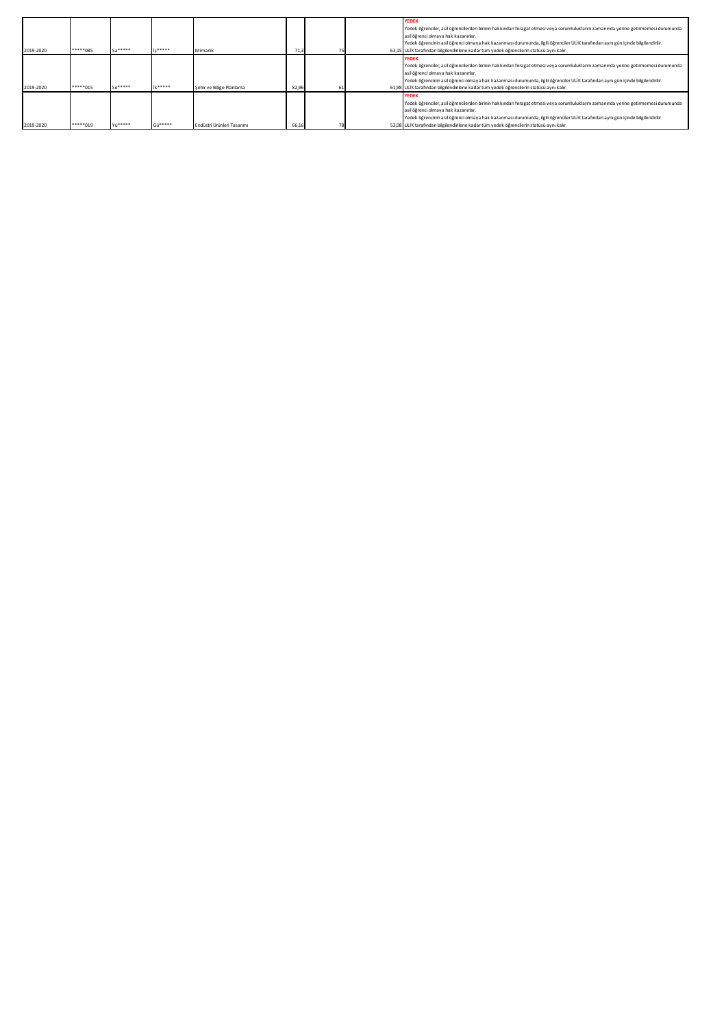| | | | | | | | | |
|---|---|---|---|---|---|---|---|---|
| 2019-2020 | *****085 | Sa***** | İş***** | Mimarlık | 71,3 | 75 | 63,15 | **YEDEK** Yedek öğrenciler, asil öğrencilerden birinin hakkından feragat etmesi veya sorumluluklarını zamanında yerine getirmemesi durumunda asil öğrenci olmaya hak kazanırlar. Yedek öğrencinin asil öğrenci olmaya hak kazanması durumunda, ilgili öğrenciler ULİK tarafından aynı gün içinde bilgilendirilir. ULİK tarafından bilgilendirilene kadar tüm yedek öğrencilerin statüsü aynı kalır. |
| 2019-2020 | *****015 | Se***** | İk***** | Şehir ve Bölge Planlama | 82,96 | 61 | 61,98 | **YEDEK** Yedek öğrenciler, asil öğrencilerden birinin hakkından feragat etmesi veya sorumluluklarını zamanında yerine getirmemesi durumunda asil öğrenci olmaya hak kazanırlar. Yedek öğrencinin asil öğrenci olmaya hak kazanması durumunda, ilgili öğrenciler ULİK tarafından aynı gün içinde bilgilendirilir. ULİK tarafından bilgilendirilene kadar tüm yedek öğrencilerin statüsü aynı kalır. |
| 2019-2020 | *****019 | Yü***** | Gü***** | Endüstri Ürünleri Tasarımı | 66,16 | 78 | 52,08 | **YEDEK** Yedek öğrenciler, asil öğrencilerden birinin hakkından feragat etmesi veya sorumluluklarını zamanında yerine getirmemesi durumunda asil öğrenci olmaya hak kazanırlar. Yedek öğrencinin asil öğrenci olmaya hak kazanması durumunda, ilgili öğrenciler ULİK tarafından aynı gün içinde bilgilendirilir. ULİK tarafından bilgilendirilene kadar tüm yedek öğrencilerin statüsü aynı kalır. |